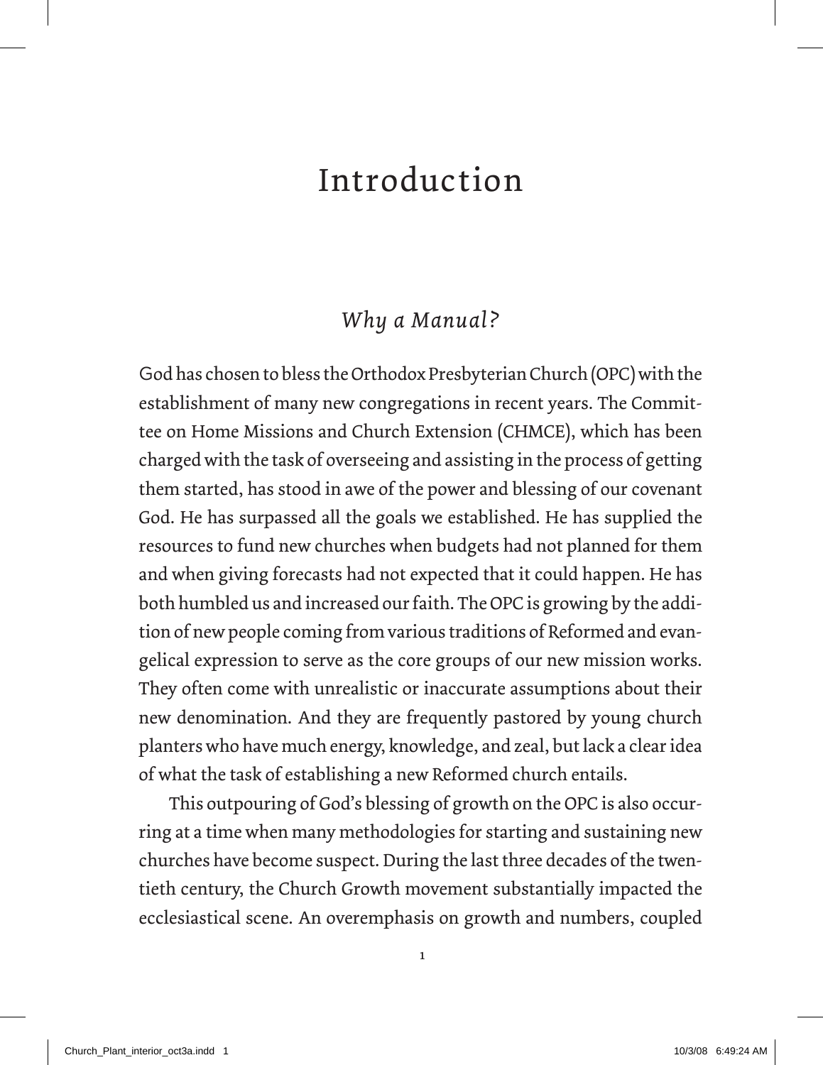# Introduction

## *Why a Manual?*

God has chosen to bless the Orthodox Presbyterian Church (OPC) with the establishment of many new congregations in recent years. The Committee on Home Missions and Church Extension (CHMCE), which has been charged with the task of overseeing and assisting in the process of getting them started, has stood in awe of the power and blessing of our covenant God. He has surpassed all the goals we established. He has supplied the resources to fund new churches when budgets had not planned for them and when giving forecasts had not expected that it could happen. He has both humbled us and increased our faith. The OPC is growing by the addition of new people coming from various traditions of Reformed and evangelical expression to serve as the core groups of our new mission works. They often come with unrealistic or inaccurate assumptions about their new denomination. And they are frequently pastored by young church planters who have much energy, knowledge, and zeal, but lack a clear idea of what the task of establishing a new Reformed church entails.

This outpouring of God's blessing of growth on the OPC is also occurring at a time when many methodologies for starting and sustaining new churches have become suspect. During the last three decades of the twentieth century, the Church Growth movement substantially impacted the ecclesiastical scene. An overemphasis on growth and numbers, coupled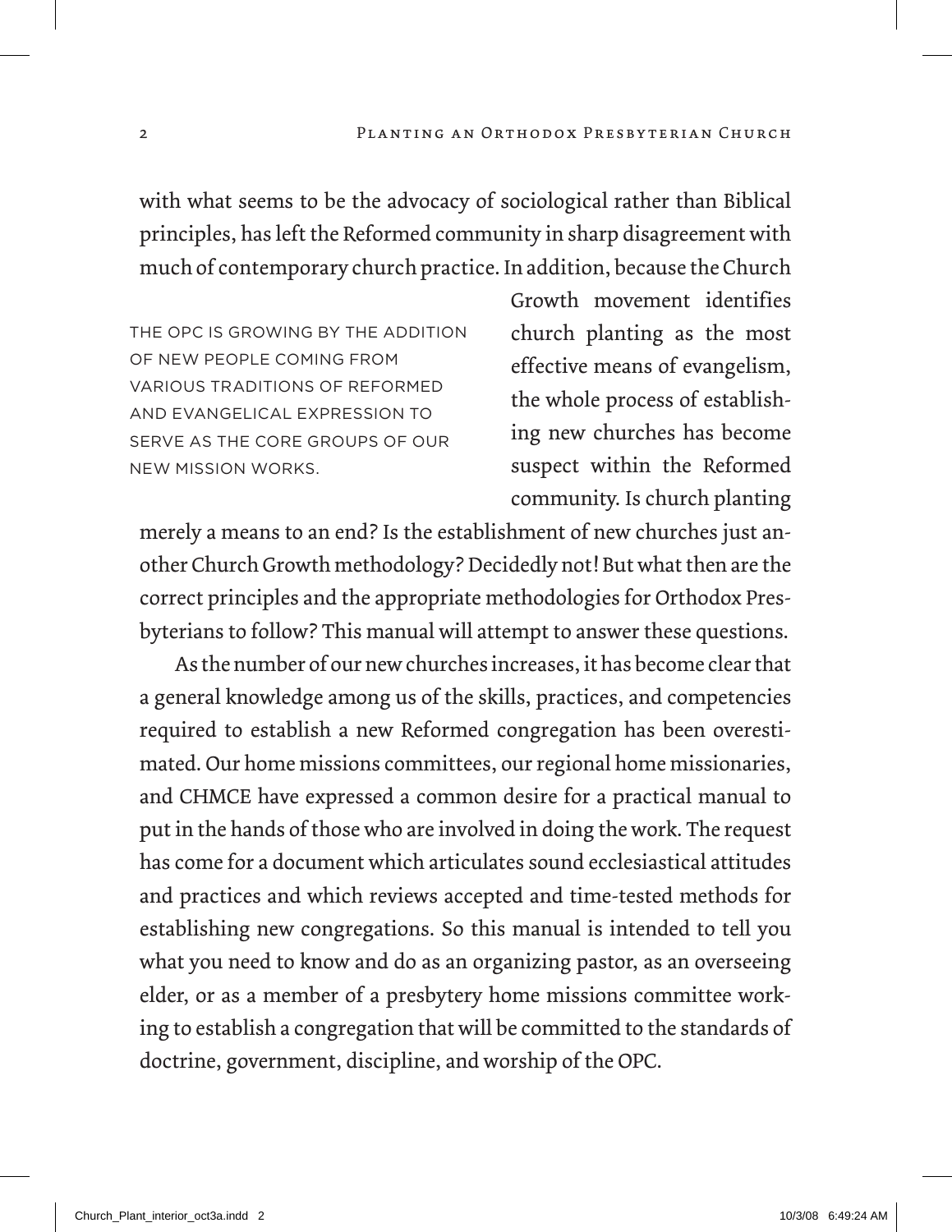with what seems to be the advocacy of sociological rather than Biblical principles, has left the Reformed community in sharp disagreement with much of contemporary church practice. In addition, because the Church Growth movement identifies church planting as the most effective means of evangelism, the whole process of establishing new churches has become suspect within the Reformed community. Is church planting merely a means to an end? Is the establishment of new churches just another Church Growth methodology? Decidedly not! But what then are the correct principles and the appropriate methodologies for Orthodox Presbyterians to follow? This manual will attempt to answer these questions.

> THE OPC IS GROWING BY THE ADDITION OF NEW PEOPLE COMING FROM VARIOUS TRADITIONS OF REFORMED AND EVANGELICAL EXPRESSION TO SERVE AS THE CORE GROUPS OF OUR NEW MISSION WORKS.

As the number of our new churches increases, it has become clear that a general knowledge among us of the skills, practices, and competencies required to establish a new Reformed congregation has been overestimated. Our home missions committees, our regional home missionaries, and CHMCE have expressed a common desire for a practical manual to put in the hands of those who are involved in doing the work. The request has come for a document which articulates sound ecclesiastical attitudes and practices and which reviews accepted and time-tested methods for establishing new congregations. So this manual is intended to tell you what you need to know and do as an organizing pastor, as an overseeing elder, or as a member of a presbytery home missions committee working to establish a congregation that will be committed to the standards of doctrine, government, discipline, and worship of the OPC.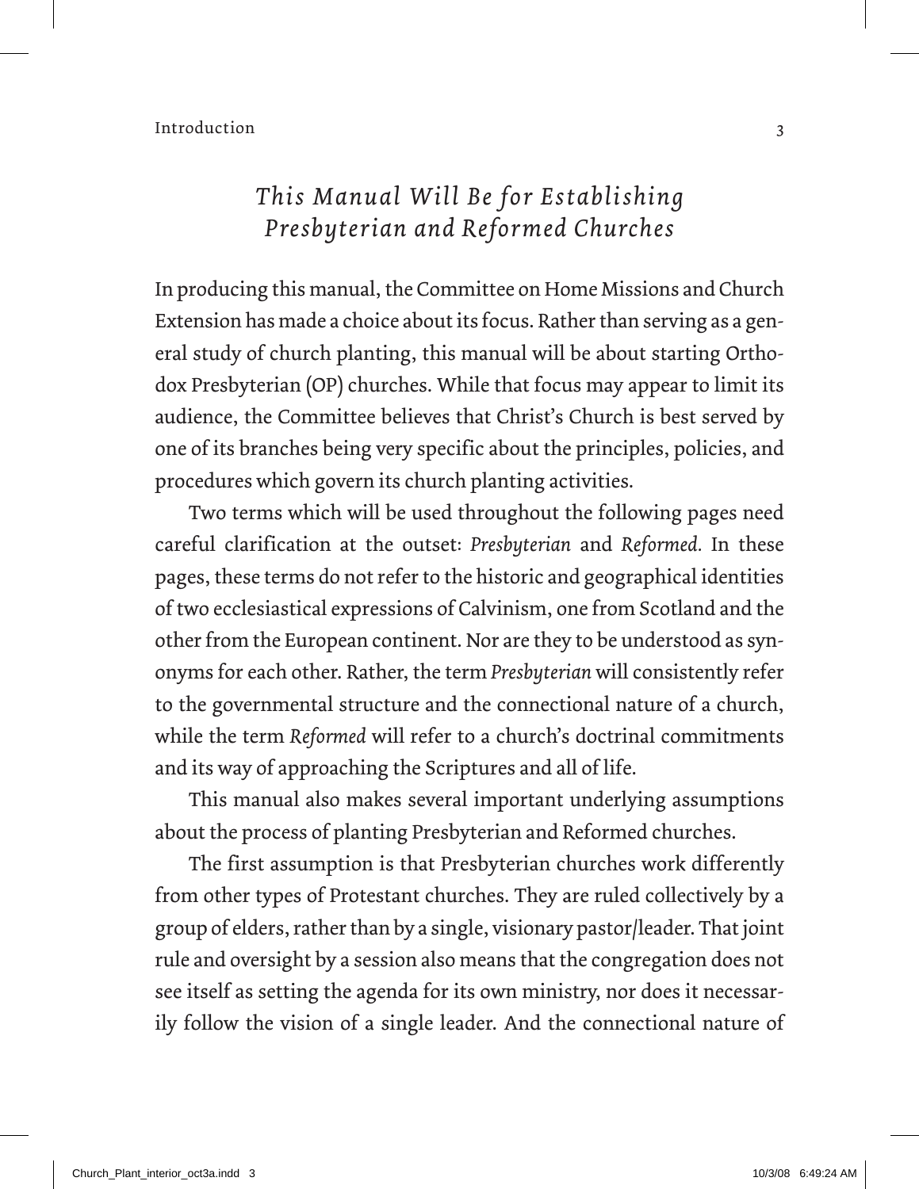## *This Manual Will Be for Establishing Presbyterian and Reformed Churches*

In producing this manual, the Committee on Home Missions and Church Extension has made a choice about its focus. Rather than serving as a general study of church planting, this manual will be about starting Orthodox Presbyterian (OP) churches. While that focus may appear to limit its audience, the Committee believes that Christ's Church is best served by one of its branches being very specific about the principles, policies, and procedures which govern its church planting activities.

Two terms which will be used throughout the following pages need careful clarification at the outset: *Presbyterian* and *Reformed*. In these pages, these terms do not refer to the historic and geographical identities of two ecclesiastical expressions of Calvinism, one from Scotland and the other from the European continent. Nor are they to be understood as synonyms for each other. Rather, the term *Presbyterian* will consistently refer to the governmental structure and the connectional nature of a church, while the term *Reformed* will refer to a church's doctrinal commitments and its way of approaching the Scriptures and all of life.

This manual also makes several important underlying assumptions about the process of planting Presbyterian and Reformed churches.

The first assumption is that Presbyterian churches work differently from other types of Protestant churches. They are ruled collectively by a group of elders, rather than by a single, visionary pastor/leader. That joint rule and oversight by a session also means that the congregation does not see itself as setting the agenda for its own ministry, nor does it necessarily follow the vision of a single leader. And the connectional nature of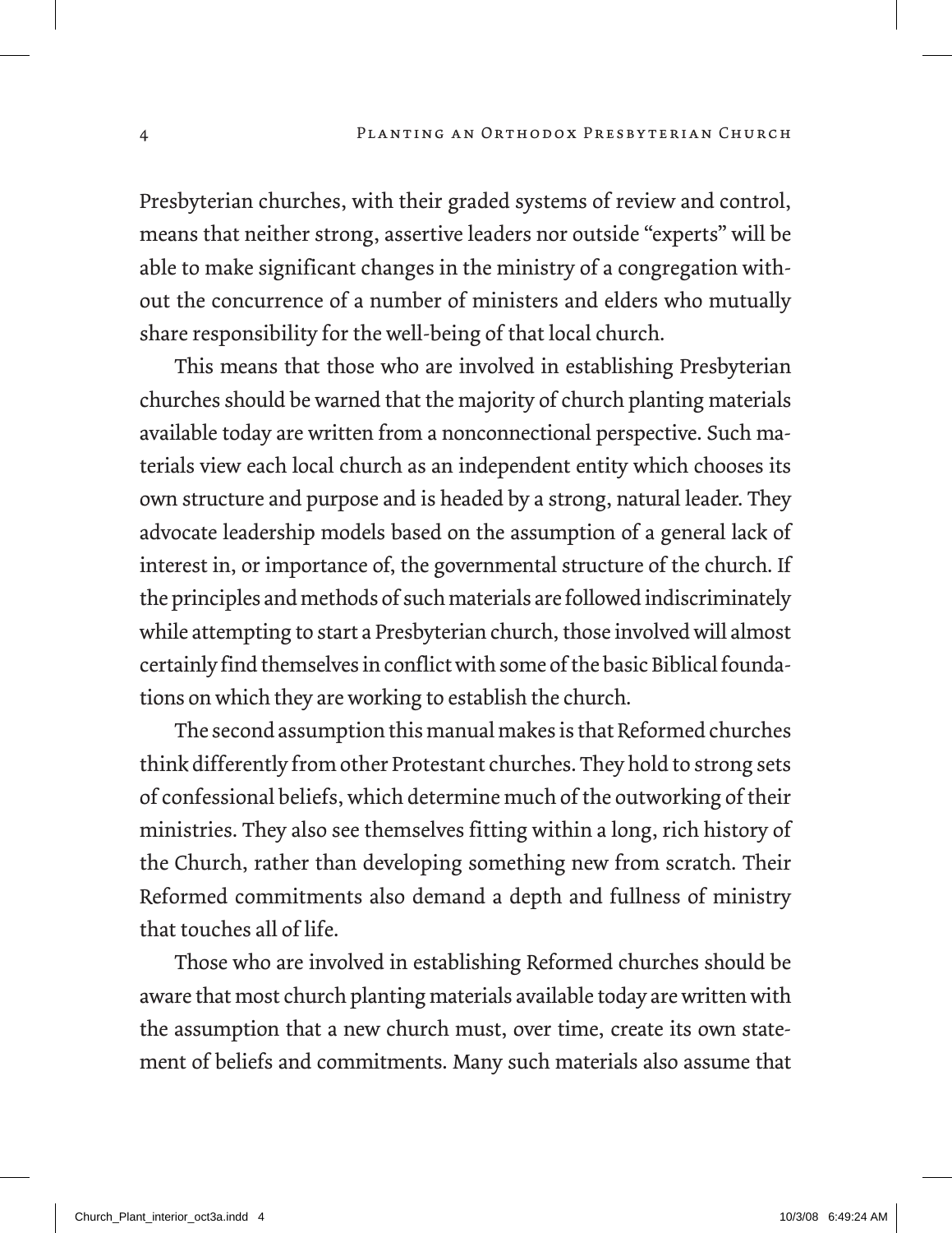Presbyterian churches, with their graded systems of review and control, means that neither strong, assertive leaders nor outside "experts" will be able to make significant changes in the ministry of a congregation without the concurrence of a number of ministers and elders who mutually share responsibility for the well-being of that local church.

This means that those who are involved in establishing Presbyterian churches should be warned that the majority of church planting materials available today are written from a nonconnectional perspective. Such materials view each local church as an independent entity which chooses its own structure and purpose and is headed by a strong, natural leader. They advocate leadership models based on the assumption of a general lack of interest in, or importance of, the governmental structure of the church. If the principles and methods of such materials are followed indiscriminately while attempting to start a Presbyterian church, those involved will almost certainly find themselves in conflict with some of the basic Biblical foundations on which they are working to establish the church.

The second assumption this manual makes is that Reformed churches think differently from other Protestant churches. They hold to strong sets of confessional beliefs, which determine much of the outworking of their ministries. They also see themselves fitting within a long, rich history of the Church, rather than developing something new from scratch. Their Reformed commitments also demand a depth and fullness of ministry that touches all of life.

Those who are involved in establishing Reformed churches should be aware that most church planting materials available today are written with the assumption that a new church must, over time, create its own statement of beliefs and commitments. Many such materials also assume that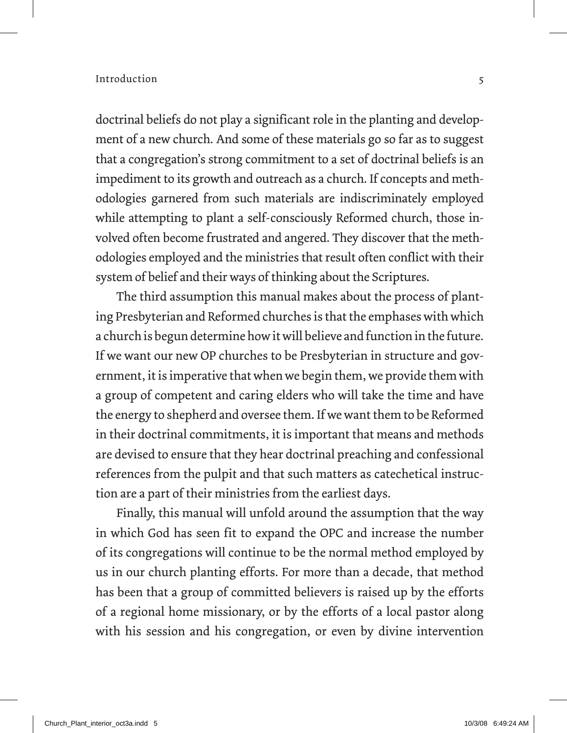doctrinal beliefs do not play a significant role in the planting and development of a new church. And some of these materials go so far as to suggest that a congregation's strong commitment to a set of doctrinal beliefs is an impediment to its growth and outreach as a church. If concepts and methodologies garnered from such materials are indiscriminately employed while attempting to plant a self-consciously Reformed church, those involved often become frustrated and angered. They discover that the methodologies employed and the ministries that result often conflict with their system of belief and their ways of thinking about the Scriptures.

The third assumption this manual makes about the process of planting Presbyterian and Reformed churches is that the emphases with which a church is begun determine how it will believe and function in the future. If we want our new OP churches to be Presbyterian in structure and government, it is imperative that when we begin them, we provide them with a group of competent and caring elders who will take the time and have the energy to shepherd and oversee them. If we want them to be Reformed in their doctrinal commitments, it is important that means and methods are devised to ensure that they hear doctrinal preaching and confessional references from the pulpit and that such matters as catechetical instruction are a part of their ministries from the earliest days.

Finally, this manual will unfold around the assumption that the way in which God has seen fit to expand the OPC and increase the number of its congregations will continue to be the normal method employed by us in our church planting efforts. For more than a decade, that method has been that a group of committed believers is raised up by the efforts of a regional home missionary, or by the efforts of a local pastor along with his session and his congregation, or even by divine intervention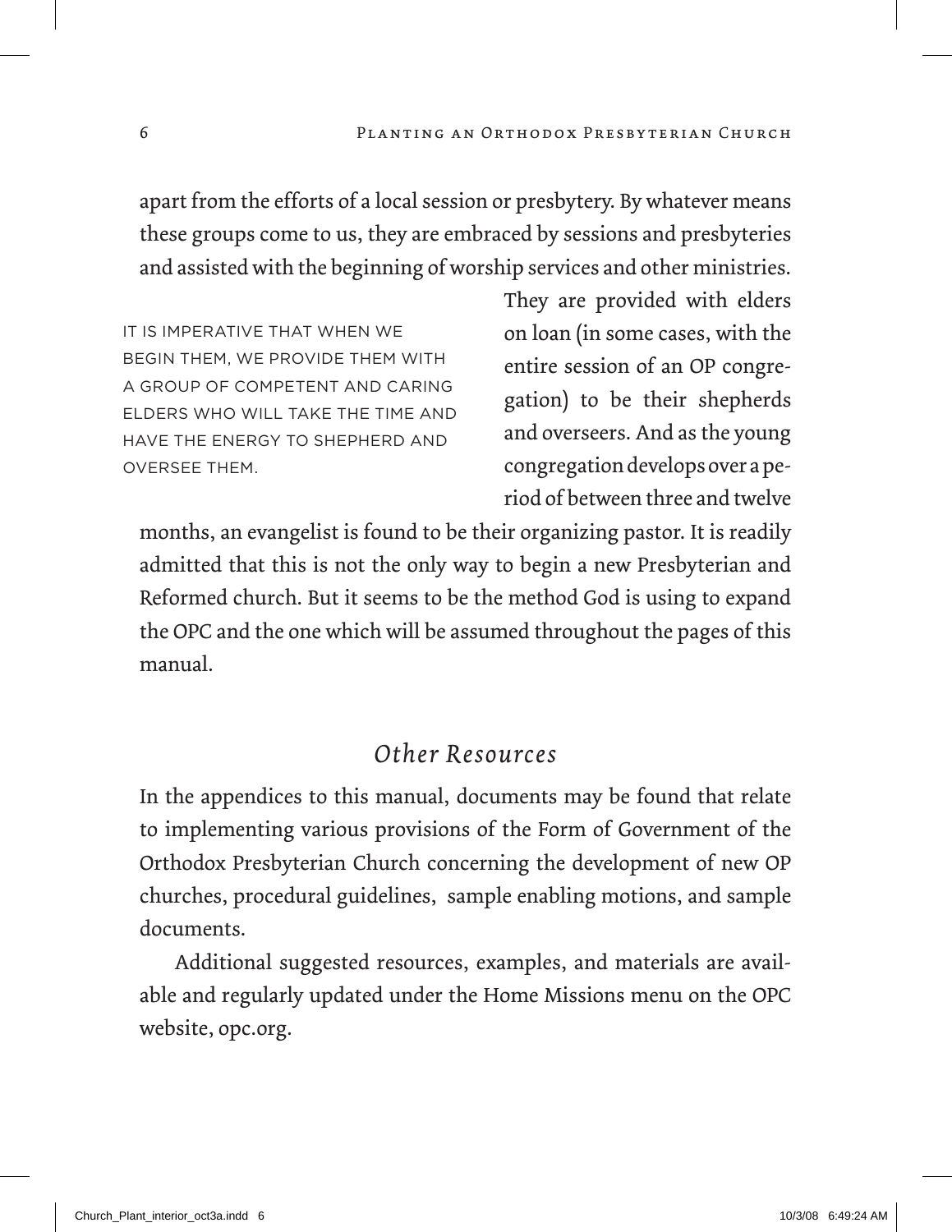apart from the efforts of a local session or presbytery. By whatever means these groups come to us, they are embraced by sessions and presbyteries and assisted with the beginning of worship services and other ministries. They are provided with elders on loan (in some cases, with the entire session of an OP congregation) to be their shepherds and overseers. And as the young congregation develops over a period of between three and twelve months, an evangelist is found to be their organizing pastor. It is readily admitted that this is not the only way to begin a new Presbyterian and Reformed church. But it seems to be the method God is using to expand the OPC and the one which will be assumed throughout the pages of this manual.

> IT IS IMPERATIVE THAT WHEN WE BEGIN THEM, WE PROVIDE THEM WITH A GROUP OF COMPETENT AND CARING ELDERS WHO WILL TAKE THE TIME AND HAVE THE ENERGY TO SHEPHERD AND OVERSEE THEM.

## *Other Resources*

In the appendices to this manual, documents may be found that relate to implementing various provisions of the Form of Government of the Orthodox Presbyterian Church concerning the development of new OP churches, procedural guidelines, sample enabling motions, and sample documents.

Additional suggested resources, examples, and materials are available and regularly updated under the Home Missions menu on the OPC website, opc.org.